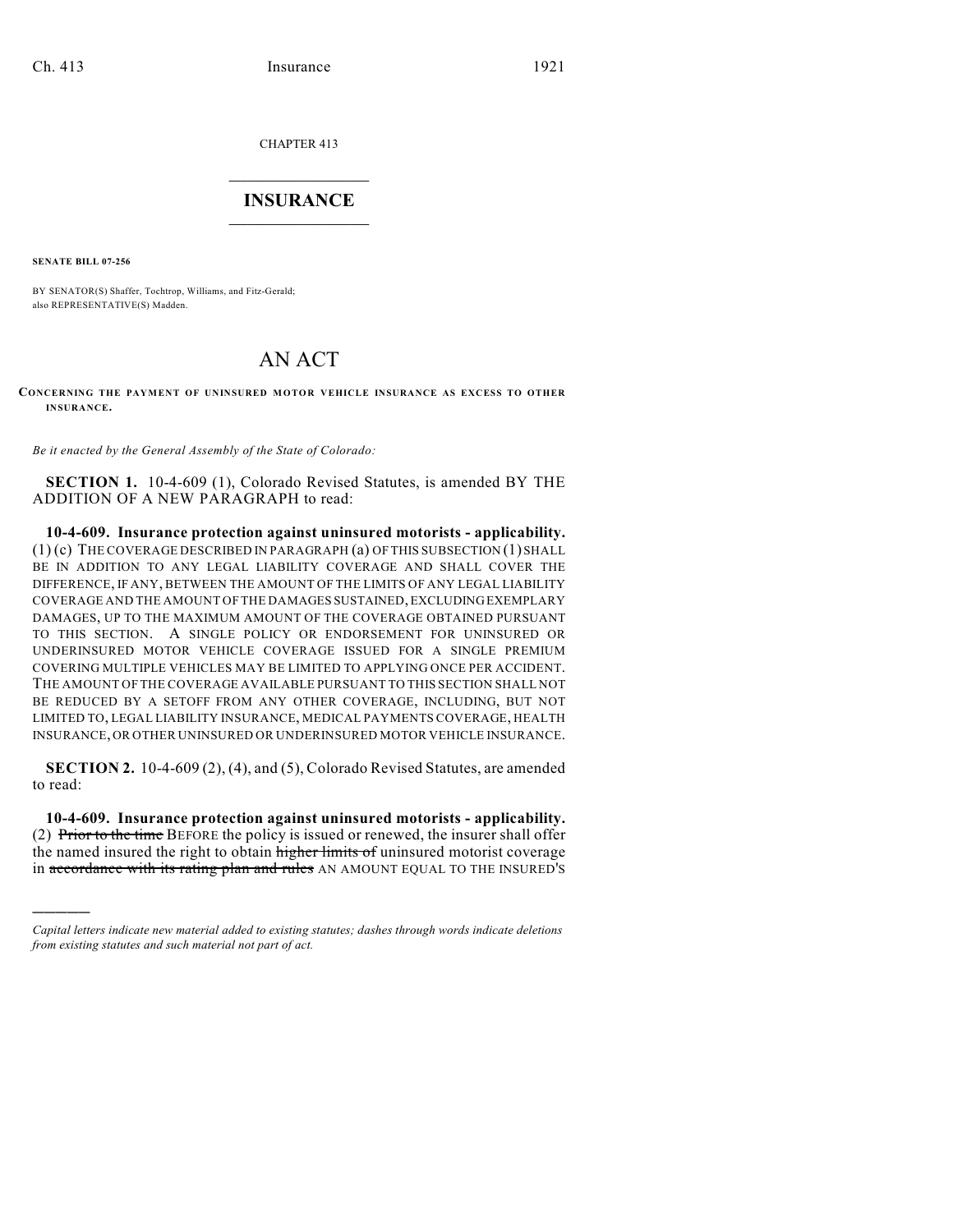CHAPTER 413

# INSURANCE

**SENATE BILL 07-256**

BY SENATOR(S) Shaffer, Tochtrop, Williams, and Fitz-Gerald;
also REPRESENTATIVE(S) Madden.

# AN ACT

**CONCERNING THE PAYMENT OF UNINSURED MOTOR VEHICLE INSURANCE AS EXCESS TO OTHER INSURANCE.**

*Be it enacted by the General Assembly of the State of Colorado:*

**SECTION 1.** 10-4-609 (1), Colorado Revised Statutes, is amended BY THE ADDITION OF A NEW PARAGRAPH to read:

**10-4-609. Insurance protection against uninsured motorists - applicability.** (1) (c) THE COVERAGE DESCRIBED IN PARAGRAPH (a) OF THIS SUBSECTION (1) SHALL BE IN ADDITION TO ANY LEGAL LIABILITY COVERAGE AND SHALL COVER THE DIFFERENCE, IF ANY, BETWEEN THE AMOUNT OF THE LIMITS OF ANY LEGAL LIABILITY COVERAGE AND THE AMOUNT OF THE DAMAGES SUSTAINED, EXCLUDING EXEMPLARY DAMAGES, UP TO THE MAXIMUM AMOUNT OF THE COVERAGE OBTAINED PURSUANT TO THIS SECTION. A SINGLE POLICY OR ENDORSEMENT FOR UNINSURED OR UNDERINSURED MOTOR VEHICLE COVERAGE ISSUED FOR A SINGLE PREMIUM COVERING MULTIPLE VEHICLES MAY BE LIMITED TO APPLYING ONCE PER ACCIDENT. THE AMOUNT OF THE COVERAGE AVAILABLE PURSUANT TO THIS SECTION SHALL NOT BE REDUCED BY A SETOFF FROM ANY OTHER COVERAGE, INCLUDING, BUT NOT LIMITED TO, LEGAL LIABILITY INSURANCE, MEDICAL PAYMENTS COVERAGE, HEALTH INSURANCE, OR OTHER UNINSURED OR UNDERINSURED MOTOR VEHICLE INSURANCE.

**SECTION 2.** 10-4-609 (2), (4), and (5), Colorado Revised Statutes, are amended to read:

**10-4-609. Insurance protection against uninsured motorists - applicability.** (2) ~~Prior to the time~~ BEFORE the policy is issued or renewed, the insurer shall offer the named insured the right to obtain ~~higher limits of~~ uninsured motorist coverage in ~~accordance with its rating plan and rules~~ AN AMOUNT EQUAL TO THE INSURED'S

*Capital letters indicate new material added to existing statutes; dashes through words indicate deletions from existing statutes and such material not part of act.*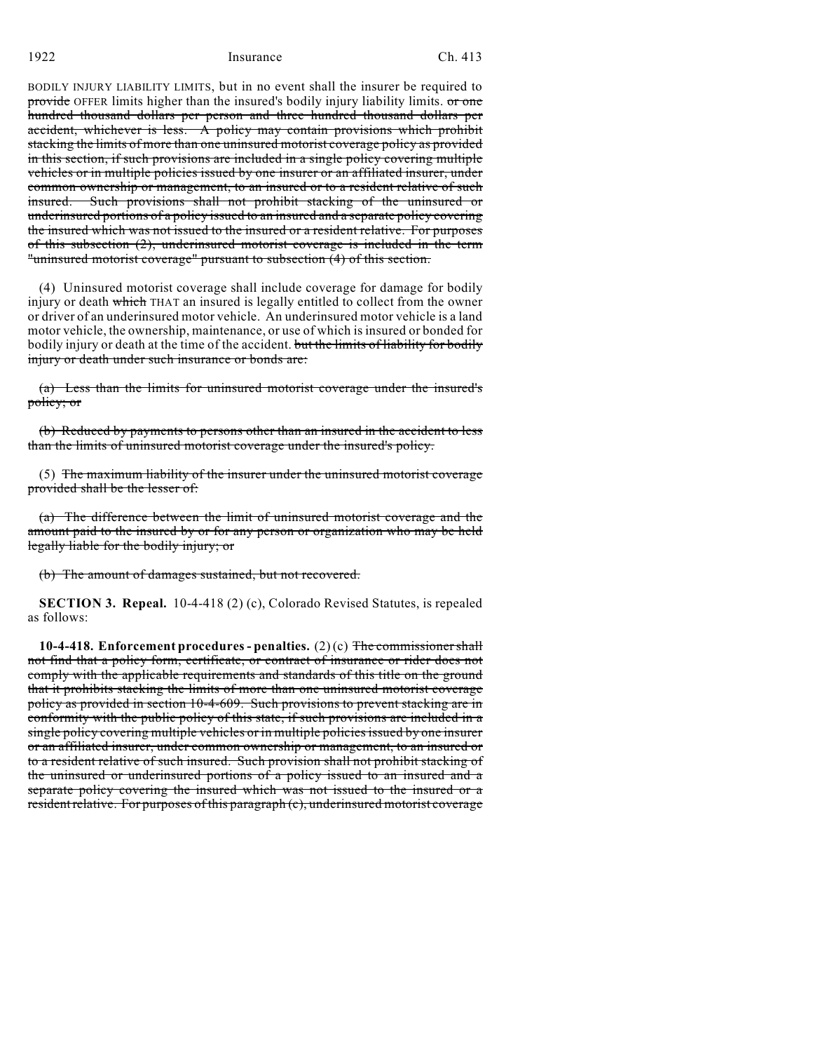BODILY INJURY LIABILITY LIMITS, but in no event shall the insurer be required to ~~provide~~ OFFER limits higher than the insured's bodily injury liability limits. ~~or one hundred thousand dollars per person and three hundred thousand dollars per accident, whichever is less. A policy may contain provisions which prohibit stacking the limits of more than one uninsured motorist coverage policy as provided in this section, if such provisions are included in a single policy covering multiple vehicles or in multiple policies issued by one insurer or an affiliated insurer, under common ownership or management, to an insured or to a resident relative of such insured. Such provisions shall not prohibit stacking of the uninsured or underinsured portions of a policy issued to an insured and a separate policy covering the insured which was not issued to the insured or a resident relative. For purposes of this subsection (2), underinsured motorist coverage is included in the term "uninsured motorist coverage" pursuant to subsection (4) of this section.~~

(4) Uninsured motorist coverage shall include coverage for damage for bodily injury or death ~~which~~ THAT an insured is legally entitled to collect from the owner or driver of an underinsured motor vehicle. An underinsured motor vehicle is a land motor vehicle, the ownership, maintenance, or use of which is insured or bonded for bodily injury or death at the time of the accident. ~~but the limits of liability for bodily injury or death under such insurance or bonds are:~~

~~(a) Less than the limits for uninsured motorist coverage under the insured's policy; or~~

~~(b) Reduced by payments to persons other than an insured in the accident to less than the limits of uninsured motorist coverage under the insured's policy.~~

(5) ~~The maximum liability of the insurer under the uninsured motorist coverage provided shall be the lesser of:~~

~~(a) The difference between the limit of uninsured motorist coverage and the amount paid to the insured by or for any person or organization who may be held legally liable for the bodily injury; or~~

~~(b) The amount of damages sustained, but not recovered.~~

**SECTION 3. Repeal.** 10-4-418 (2) (c), Colorado Revised Statutes, is repealed as follows:

**10-4-418. Enforcement procedures - penalties.** (2) (c) ~~The commissioner shall not find that a policy form, certificate, or contract of insurance or rider does not comply with the applicable requirements and standards of this title on the ground that it prohibits stacking the limits of more than one uninsured motorist coverage policy as provided in section 10-4-609. Such provisions to prevent stacking are in conformity with the public policy of this state, if such provisions are included in a single policy covering multiple vehicles or in multiple policies issued by one insurer or an affiliated insurer, under common ownership or management, to an insured or to a resident relative of such insured. Such provision shall not prohibit stacking of the uninsured or underinsured portions of a policy issued to an insured and a separate policy covering the insured which was not issued to the insured or a resident relative. For purposes of this paragraph (c), underinsured motorist coverage~~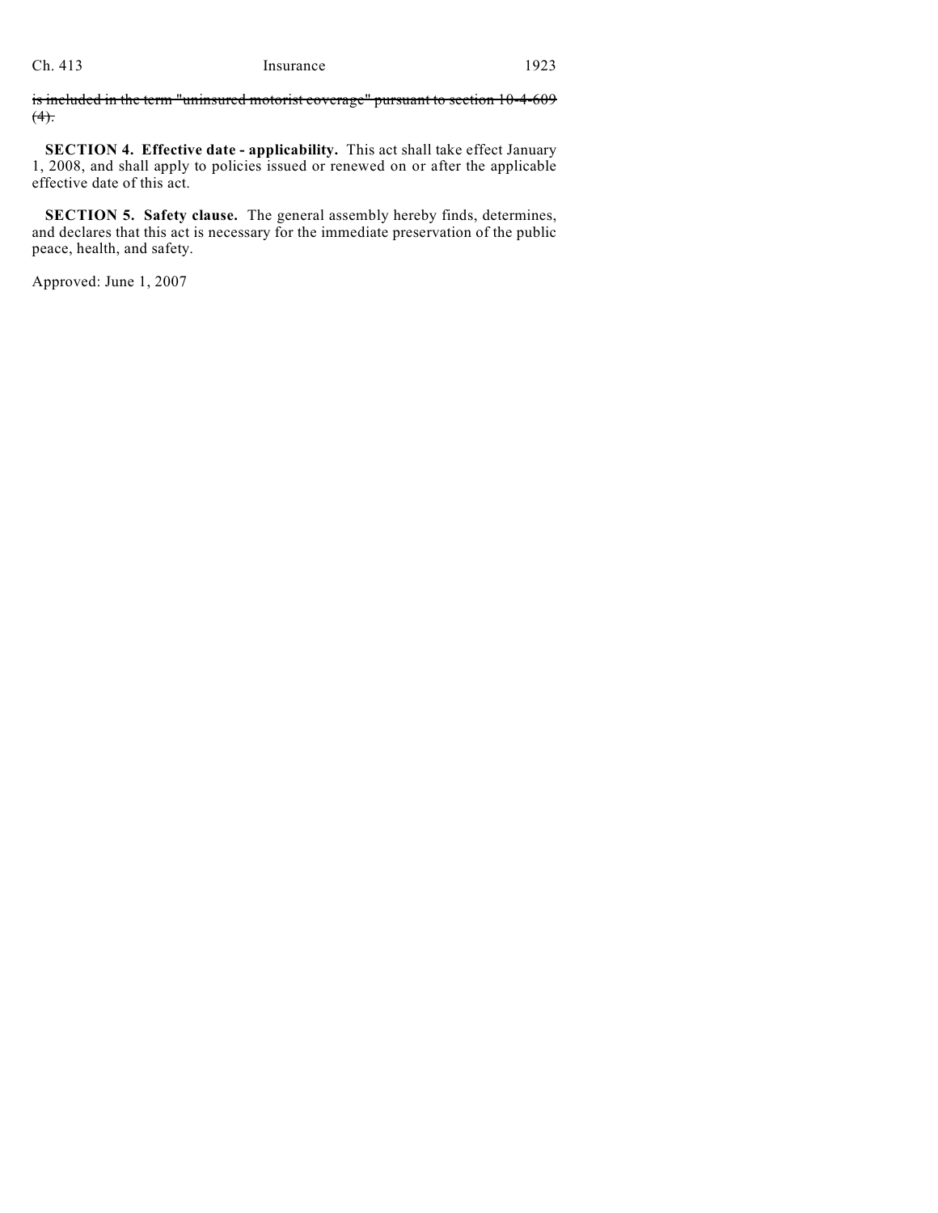~~is included in the term "uninsured motorist coverage" pursuant to section 10-4-609 (4).~~

**SECTION 4. Effective date - applicability.** This act shall take effect January 1, 2008, and shall apply to policies issued or renewed on or after the applicable effective date of this act.

**SECTION 5. Safety clause.** The general assembly hereby finds, determines, and declares that this act is necessary for the immediate preservation of the public peace, health, and safety.

Approved: June 1, 2007